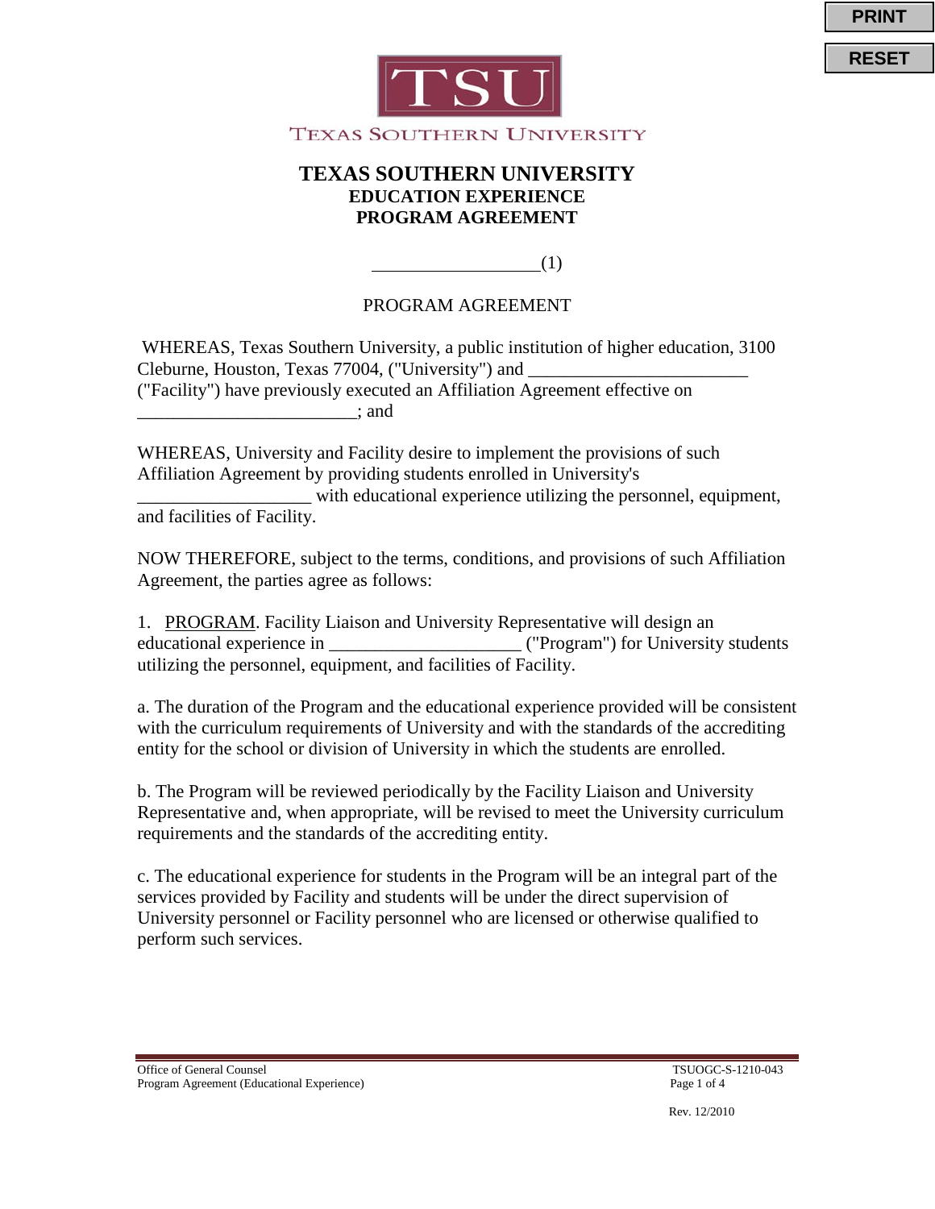TSU

TEXAS SOUTHERN UNIVERSITY

# TEXAS SOUTHERN UNIVERSITY
## EDUCATION EXPERIENCE
## PROGRAM AGREEMENT

___________________(1)

PROGRAM AGREEMENT

WHEREAS, Texas Southern University, a public institution of higher education, 3100 Cleburne, Houston, Texas 77004, ("University") and _________________________ ("Facility") have previously executed an Affiliation Agreement effective on _________________________; and

WHEREAS, University and Facility desire to implement the provisions of such Affiliation Agreement by providing students enrolled in University's ___________________ with educational experience utilizing the personnel, equipment, and facilities of Facility.

NOW THEREFORE, subject to the terms, conditions, and provisions of such Affiliation Agreement, the parties agree as follows:

1. PROGRAM. Facility Liaison and University Representative will design an educational experience in _____________________ ("Program") for University students utilizing the personnel, equipment, and facilities of Facility.

a. The duration of the Program and the educational experience provided will be consistent with the curriculum requirements of University and with the standards of the accrediting entity for the school or division of University in which the students are enrolled.

b. The Program will be reviewed periodically by the Facility Liaison and University Representative and, when appropriate, will be revised to meet the University curriculum requirements and the standards of the accrediting entity.

c. The educational experience for students in the Program will be an integral part of the services provided by Facility and students will be under the direct supervision of University personnel or Facility personnel who are licensed or otherwise qualified to perform such services.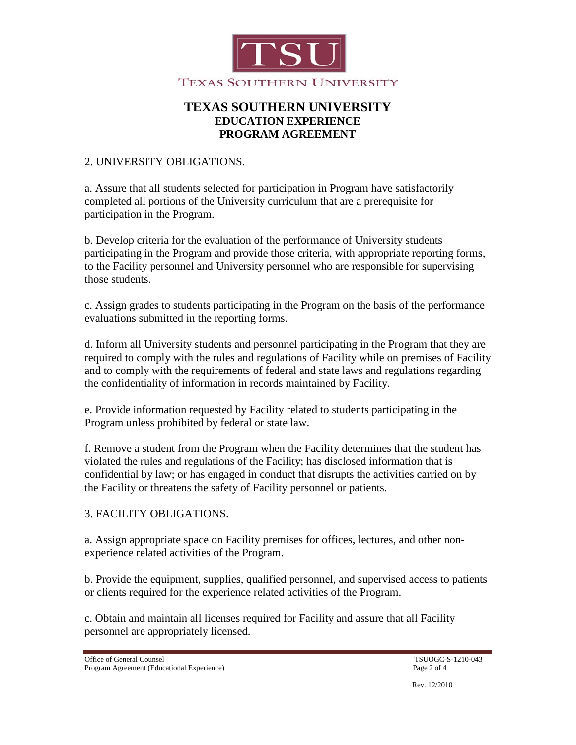## 2. UNIVERSITY OBLIGATIONS.

a. Assure that all students selected for participation in Program have satisfactorily completed all portions of the University curriculum that are a prerequisite for participation in the Program.

b. Develop criteria for the evaluation of the performance of University students participating in the Program and provide those criteria, with appropriate reporting forms, to the Facility personnel and University personnel who are responsible for supervising those students.

c. Assign grades to students participating in the Program on the basis of the performance evaluations submitted in the reporting forms.

d. Inform all University students and personnel participating in the Program that they are required to comply with the rules and regulations of Facility while on premises of Facility and to comply with the requirements of federal and state laws and regulations regarding the confidentiality of information in records maintained by Facility.

e. Provide information requested by Facility related to students participating in the Program unless prohibited by federal or state law.

f. Remove a student from the Program when the Facility determines that the student has violated the rules and regulations of the Facility; has disclosed information that is confidential by law; or has engaged in conduct that disrupts the activities carried on by the Facility or threatens the safety of Facility personnel or patients.

## 3. FACILITY OBLIGATIONS.

a. Assign appropriate space on Facility premises for offices, lectures, and other non-experience related activities of the Program.

b. Provide the equipment, supplies, qualified personnel, and supervised access to patients or clients required for the experience related activities of the Program.

c. Obtain and maintain all licenses required for Facility and assure that all Facility personnel are appropriately licensed.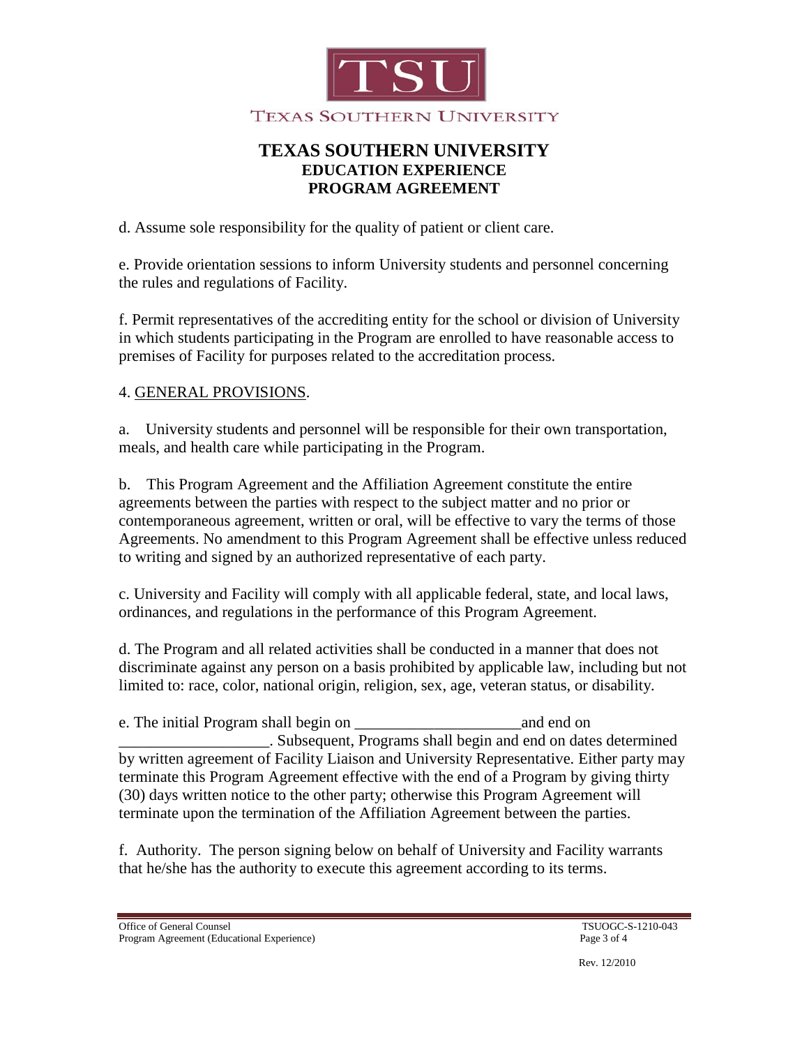# TEXAS SOUTHERN UNIVERSITY

## EDUCATION EXPERIENCE PROGRAM AGREEMENT

d. Assume sole responsibility for the quality of patient or client care.

e. Provide orientation sessions to inform University students and personnel concerning the rules and regulations of Facility.

f. Permit representatives of the accrediting entity for the school or division of University in which students participating in the Program are enrolled to have reasonable access to premises of Facility for purposes related to the accreditation process.

4. GENERAL PROVISIONS.

a. University students and personnel will be responsible for their own transportation, meals, and health care while participating in the Program.

b. This Program Agreement and the Affiliation Agreement constitute the entire agreements between the parties with respect to the subject matter and no prior or contemporaneous agreement, written or oral, will be effective to vary the terms of those Agreements. No amendment to this Program Agreement shall be effective unless reduced to writing and signed by an authorized representative of each party.

c. University and Facility will comply with all applicable federal, state, and local laws, ordinances, and regulations in the performance of this Program Agreement.

d. The Program and all related activities shall be conducted in a manner that does not discriminate against any person on a basis prohibited by applicable law, including but not limited to: race, color, national origin, religion, sex, age, veteran status, or disability.

e. The initial Program shall begin on _____________________and end on ___________________. Subsequent, Programs shall begin and end on dates determined by written agreement of Facility Liaison and University Representative. Either party may terminate this Program Agreement effective with the end of a Program by giving thirty (30) days written notice to the other party; otherwise this Program Agreement will terminate upon the termination of the Affiliation Agreement between the parties.

f. Authority. The person signing below on behalf of University and Facility warrants that he/she has the authority to execute this agreement according to its terms.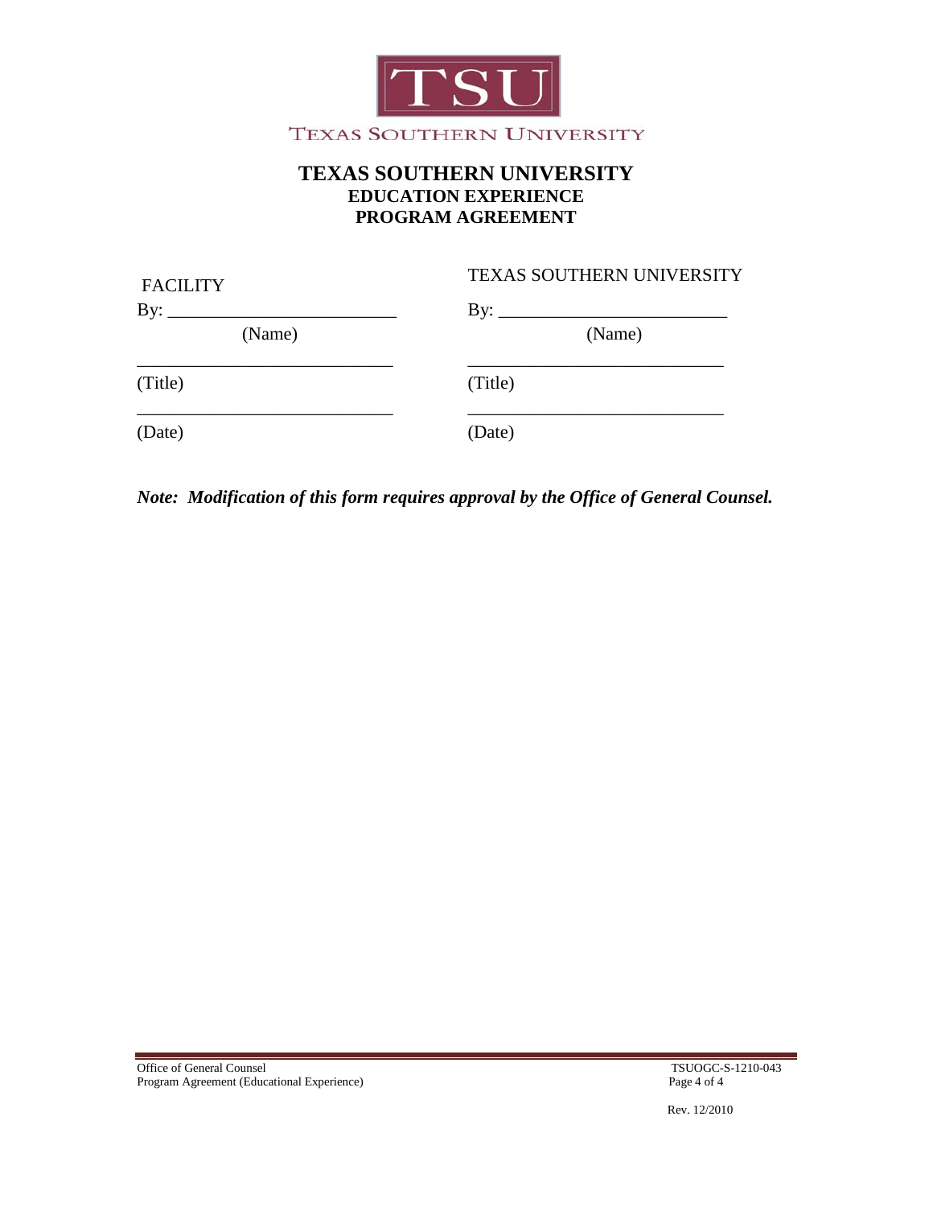TEXAS SOUTHERN UNIVERSITY

# TEXAS SOUTHERN UNIVERSITY
## EDUCATION EXPERIENCE
## PROGRAM AGREEMENT

| FACILITY | TEXAS SOUTHERN UNIVERSITY |
|---|---|
| By: _________________________ | By: _________________________ |
| (Name) | (Name) |
| _____________________________ | _____________________________ |
| (Title) | (Title) |
| _____________________________ | _____________________________ |
| (Date) | (Date) |

***Note: Modification of this form requires approval by the Office of General Counsel.***